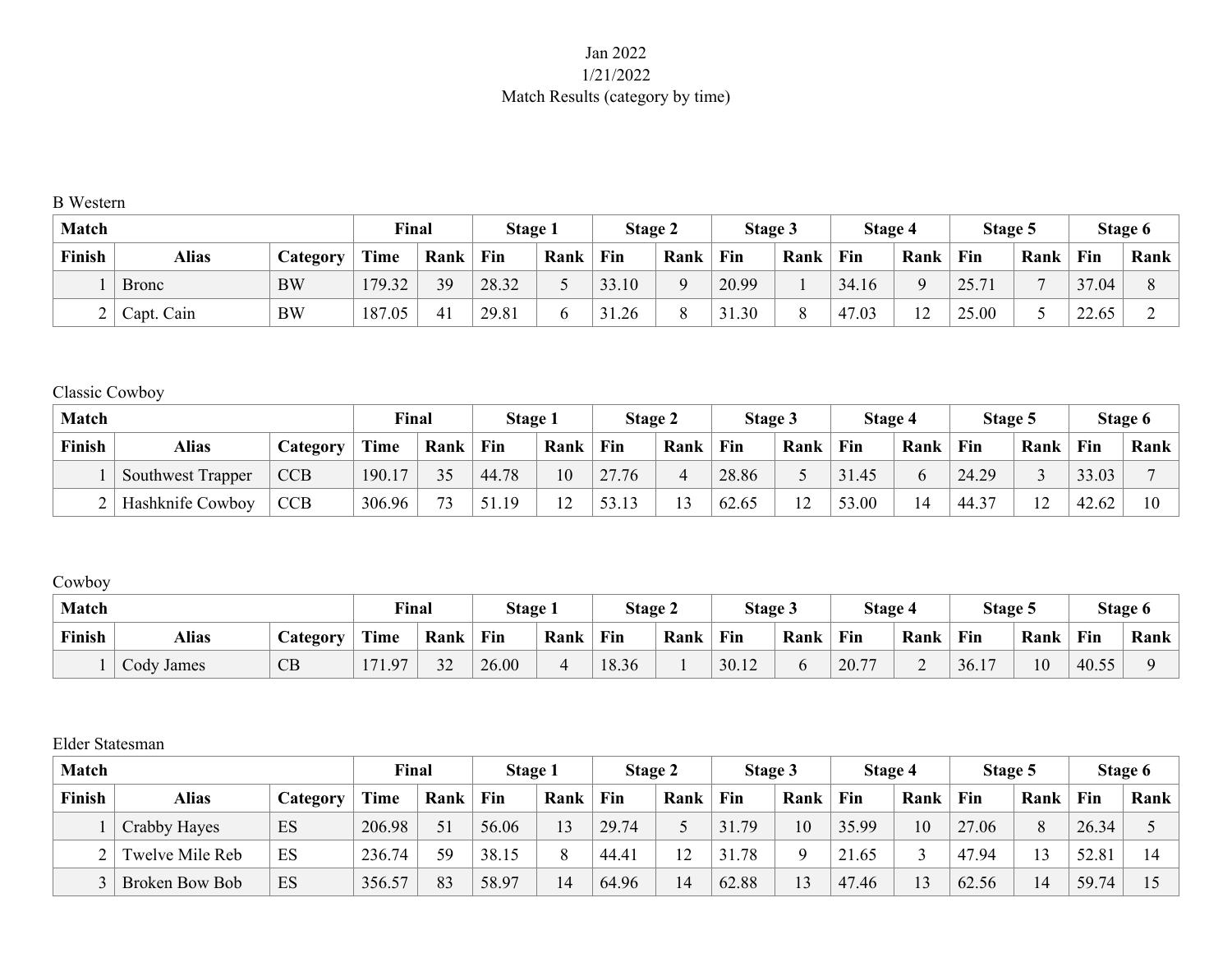Jan 2022

1/21/2022

Match Results (category by time)

B Western

| Match | | | Final | | Stage 1 | | Stage 2 | | Stage 3 | | Stage 4 | | Stage 5 | | Stage 6 | |
|---|---|---|---|---|---|---|---|---|---|---|---|---|---|---|---|---|
| Finish | Alias | Category | Time | Rank | Fin | Rank | Fin | Rank | Fin | Rank | Fin | Rank | Fin | Rank | Fin | Rank |
| 1 | Bronc | BW | 179.32 | 39 | 28.32 | 5 | 33.10 | 9 | 20.99 | 1 | 34.16 | 9 | 25.71 | 7 | 37.04 | 8 |
| 2 | Capt. Cain | BW | 187.05 | 41 | 29.81 | 6 | 31.26 | 8 | 31.30 | 8 | 47.03 | 12 | 25.00 | 5 | 22.65 | 2 |

Classic Cowboy

| Match | | | Final | | Stage 1 | | Stage 2 | | Stage 3 | | Stage 4 | | Stage 5 | | Stage 6 | |
|---|---|---|---|---|---|---|---|---|---|---|---|---|---|---|---|---|
| Finish | Alias | Category | Time | Rank | Fin | Rank | Fin | Rank | Fin | Rank | Fin | Rank | Fin | Rank | Fin | Rank |
| 1 | Southwest Trapper | CCB | 190.17 | 35 | 44.78 | 10 | 27.76 | 4 | 28.86 | 5 | 31.45 | 6 | 24.29 | 3 | 33.03 | 7 |
| 2 | Hashknife Cowboy | CCB | 306.96 | 73 | 51.19 | 12 | 53.13 | 13 | 62.65 | 12 | 53.00 | 14 | 44.37 | 12 | 42.62 | 10 |

Cowboy

| Match | | | Final | | Stage 1 | | Stage 2 | | Stage 3 | | Stage 4 | | Stage 5 | | Stage 6 | |
|---|---|---|---|---|---|---|---|---|---|---|---|---|---|---|---|---|
| Finish | Alias | Category | Time | Rank | Fin | Rank | Fin | Rank | Fin | Rank | Fin | Rank | Fin | Rank | Fin | Rank |
| 1 | Cody James | CB | 171.97 | 32 | 26.00 | 4 | 18.36 | 1 | 30.12 | 6 | 20.77 | 2 | 36.17 | 10 | 40.55 | 9 |

Elder Statesman

| Match | | | Final | | Stage 1 | | Stage 2 | | Stage 3 | | Stage 4 | | Stage 5 | | Stage 6 | |
|---|---|---|---|---|---|---|---|---|---|---|---|---|---|---|---|---|
| Finish | Alias | Category | Time | Rank | Fin | Rank | Fin | Rank | Fin | Rank | Fin | Rank | Fin | Rank | Fin | Rank |
| 1 | Crabby Hayes | ES | 206.98 | 51 | 56.06 | 13 | 29.74 | 5 | 31.79 | 10 | 35.99 | 10 | 27.06 | 8 | 26.34 | 5 |
| 2 | Twelve Mile Reb | ES | 236.74 | 59 | 38.15 | 8 | 44.41 | 12 | 31.78 | 9 | 21.65 | 3 | 47.94 | 13 | 52.81 | 14 |
| 3 | Broken Bow Bob | ES | 356.57 | 83 | 58.97 | 14 | 64.96 | 14 | 62.88 | 13 | 47.46 | 13 | 62.56 | 14 | 59.74 | 15 |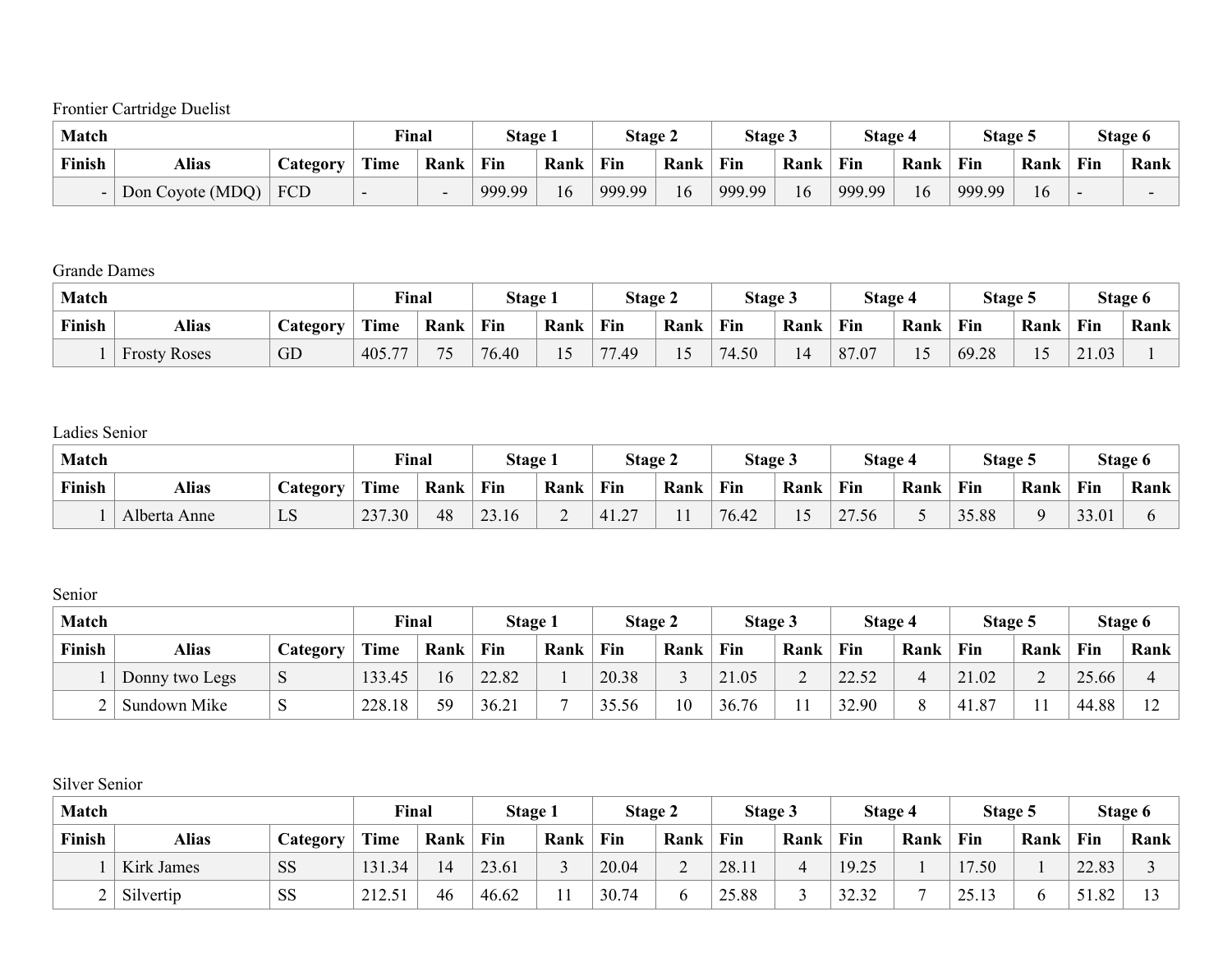Frontier Cartridge Duelist

| Match | | | Final | | Stage 1 | | Stage 2 | | Stage 3 | | Stage 4 | | Stage 5 | | Stage 6 | |
|---|---|---|---|---|---|---|---|---|---|---|---|---|---|---|---|---|
| Finish | Alias | Category | Time | Rank | Fin | Rank | Fin | Rank | Fin | Rank | Fin | Rank | Fin | Rank | Fin | Rank |
| - | Don Coyote (MDQ) | FCD | - | - | 999.99 | 16 | 999.99 | 16 | 999.99 | 16 | 999.99 | 16 | 999.99 | 16 | - | - |

Grande Dames

| Match | | | Final | | Stage 1 | | Stage 2 | | Stage 3 | | Stage 4 | | Stage 5 | | Stage 6 | |
|---|---|---|---|---|---|---|---|---|---|---|---|---|---|---|---|---|
| Finish | Alias | Category | Time | Rank | Fin | Rank | Fin | Rank | Fin | Rank | Fin | Rank | Fin | Rank | Fin | Rank |
| 1 | Frosty Roses | GD | 405.77 | 75 | 76.40 | 15 | 77.49 | 15 | 74.50 | 14 | 87.07 | 15 | 69.28 | 15 | 21.03 | 1 |

Ladies Senior

| Match | | | Final | | Stage 1 | | Stage 2 | | Stage 3 | | Stage 4 | | Stage 5 | | Stage 6 | |
|---|---|---|---|---|---|---|---|---|---|---|---|---|---|---|---|---|
| Finish | Alias | Category | Time | Rank | Fin | Rank | Fin | Rank | Fin | Rank | Fin | Rank | Fin | Rank | Fin | Rank |
| 1 | Alberta Anne | LS | 237.30 | 48 | 23.16 | 2 | 41.27 | 11 | 76.42 | 15 | 27.56 | 5 | 35.88 | 9 | 33.01 | 6 |

Senior

| Match | | | Final | | Stage 1 | | Stage 2 | | Stage 3 | | Stage 4 | | Stage 5 | | Stage 6 | |
|---|---|---|---|---|---|---|---|---|---|---|---|---|---|---|---|---|
| Finish | Alias | Category | Time | Rank | Fin | Rank | Fin | Rank | Fin | Rank | Fin | Rank | Fin | Rank | Fin | Rank |
| 1 | Donny two Legs | S | 133.45 | 16 | 22.82 | 1 | 20.38 | 3 | 21.05 | 2 | 22.52 | 4 | 21.02 | 2 | 25.66 | 4 |
| 2 | Sundown Mike | S | 228.18 | 59 | 36.21 | 7 | 35.56 | 10 | 36.76 | 11 | 32.90 | 8 | 41.87 | 11 | 44.88 | 12 |

Silver Senior

| Match | | | Final | | Stage 1 | | Stage 2 | | Stage 3 | | Stage 4 | | Stage 5 | | Stage 6 | |
|---|---|---|---|---|---|---|---|---|---|---|---|---|---|---|---|---|
| Finish | Alias | Category | Time | Rank | Fin | Rank | Fin | Rank | Fin | Rank | Fin | Rank | Fin | Rank | Fin | Rank |
| 1 | Kirk James | SS | 131.34 | 14 | 23.61 | 3 | 20.04 | 2 | 28.11 | 4 | 19.25 | 1 | 17.50 | 1 | 22.83 | 3 |
| 2 | Silvertip | SS | 212.51 | 46 | 46.62 | 11 | 30.74 | 6 | 25.88 | 3 | 32.32 | 7 | 25.13 | 6 | 51.82 | 13 |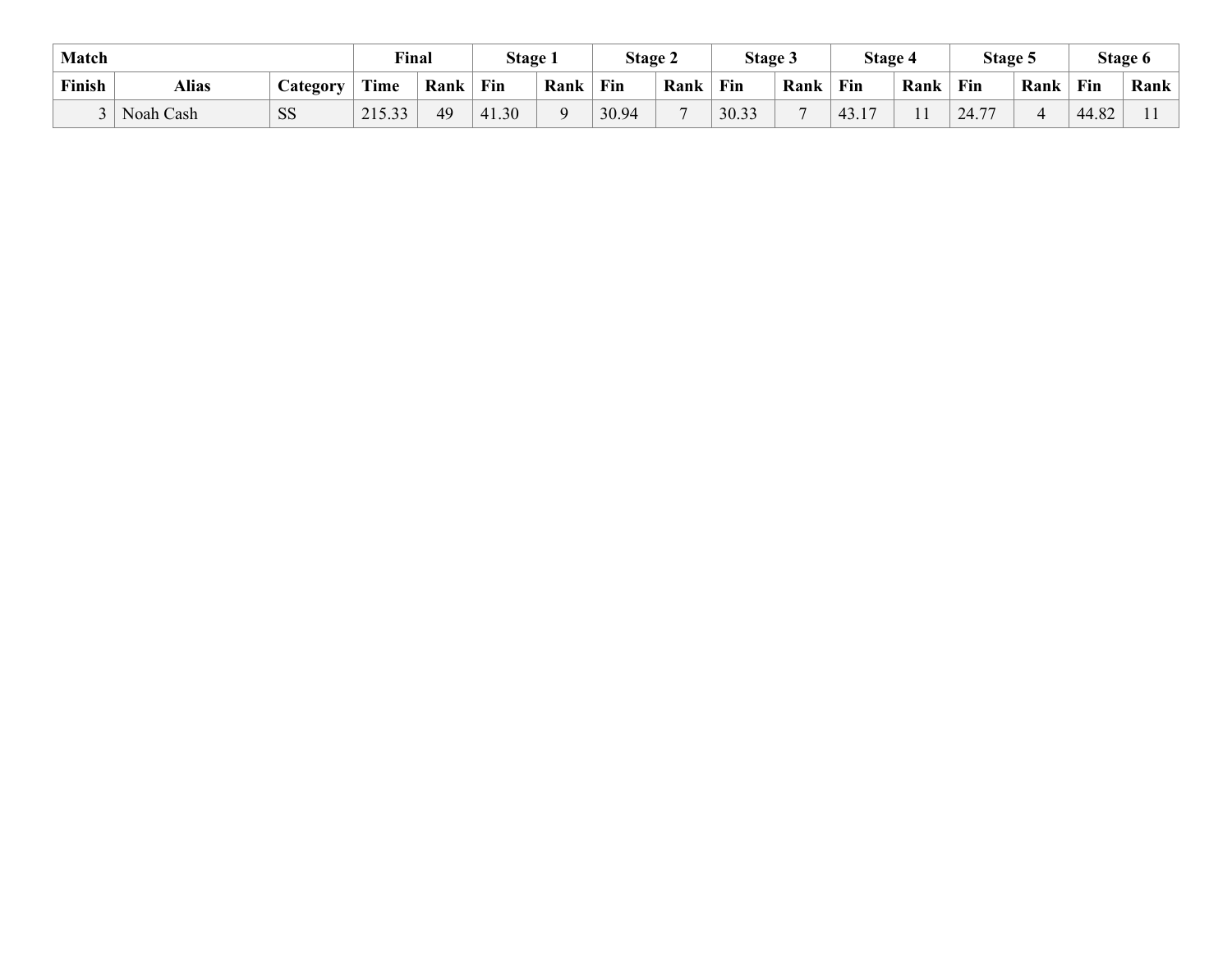| Match | | | Final | | Stage 1 | | Stage 2 | | Stage 3 | | Stage 4 | | Stage 5 | | Stage 6 | |
|---|---|---|---|---|---|---|---|---|---|---|---|---|---|---|---|---|
| Finish | Alias | Category | Time | Rank | Fin | Rank | Fin | Rank | Fin | Rank | Fin | Rank | Fin | Rank | Fin | Rank |
| 3 | Noah Cash | SS | 215.33 | 49 | 41.30 | 9 | 30.94 | 7 | 30.33 | 7 | 43.17 | 11 | 24.77 | 4 | 44.82 | 11 |